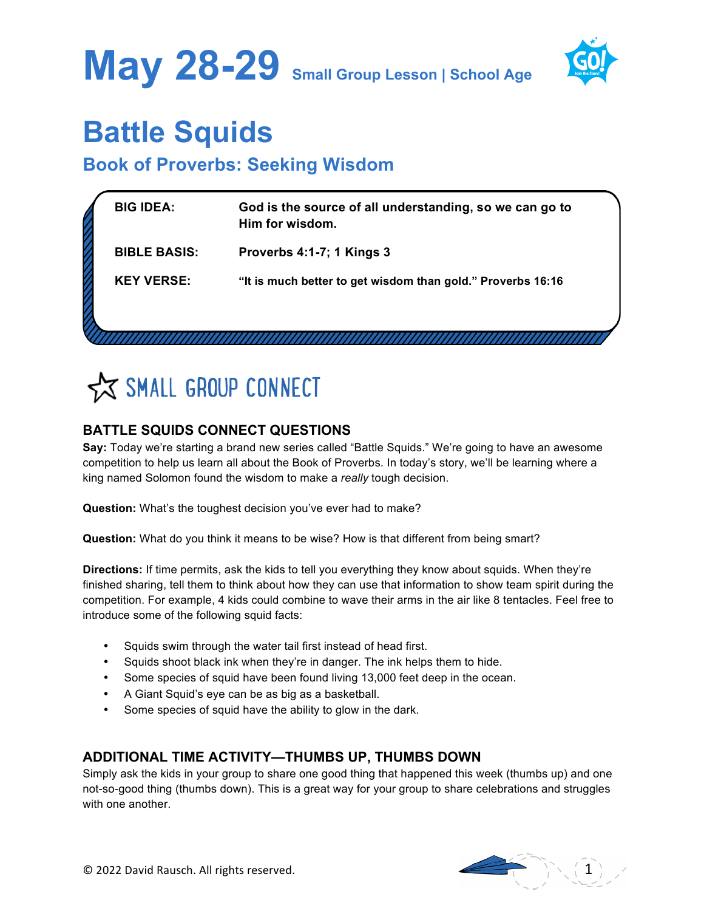# May 28-29 Small Group Lesson | School Age

# Battle Squids

## Book of Proverbs: Seeking Wisdom

| | |
|---|---|
| **BIG IDEA:** | **God is the source of all understanding, so we can go to Him for wisdom.** |
| **BIBLE BASIS:** | **Proverbs 4:1-7; 1 Kings 3** |
| **KEY VERSE:** | **"It is much better to get wisdom than gold." Proverbs 16:16** |

## SMALL GROUP CONNECT

### BATTLE SQUIDS CONNECT QUESTIONS

**Say:** Today we're starting a brand new series called "Battle Squids." We're going to have an awesome competition to help us learn all about the Book of Proverbs. In today's story, we'll be learning where a king named Solomon found the wisdom to make a *really* tough decision.

**Question:** What's the toughest decision you've ever had to make?

**Question:** What do you think it means to be wise? How is that different from being smart?

**Directions:** If time permits, ask the kids to tell you everything they know about squids. When they're finished sharing, tell them to think about how they can use that information to show team spirit during the competition. For example, 4 kids could combine to wave their arms in the air like 8 tentacles. Feel free to introduce some of the following squid facts:

- Squids swim through the water tail first instead of head first.
- Squids shoot black ink when they're in danger. The ink helps them to hide.
- Some species of squid have been found living 13,000 feet deep in the ocean.
- A Giant Squid's eye can be as big as a basketball.
- Some species of squid have the ability to glow in the dark.

### ADDITIONAL TIME ACTIVITY—THUMBS UP, THUMBS DOWN

Simply ask the kids in your group to share one good thing that happened this week (thumbs up) and one not-so-good thing (thumbs down). This is a great way for your group to share celebrations and struggles with one another.

© 2022 David Rausch. All rights reserved.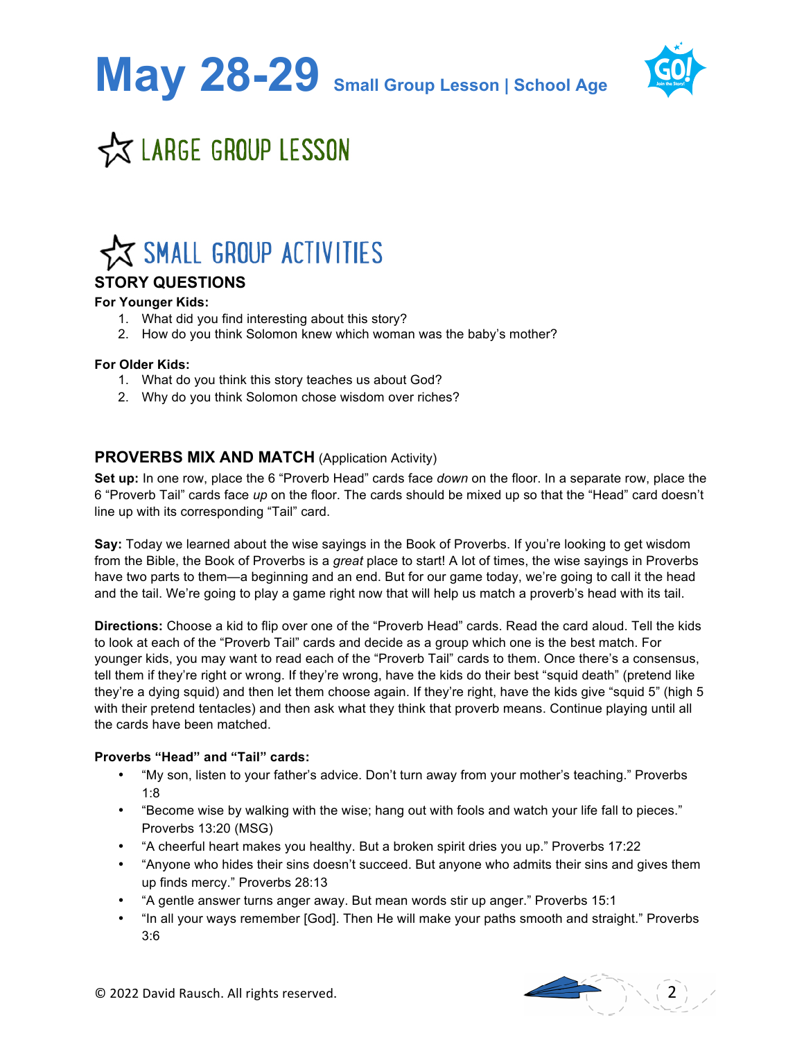# May 28-29 Small Group Lesson | School Age

## LARGE GROUP LESSON

## SMALL GROUP ACTIVITIES

### STORY QUESTIONS

**For Younger Kids:**

1. What did you find interesting about this story?
2. How do you think Solomon knew which woman was the baby's mother?

**For Older Kids:**

1. What do you think this story teaches us about God?
2. Why do you think Solomon chose wisdom over riches?

### PROVERBS MIX AND MATCH (Application Activity)

**Set up:** In one row, place the 6 "Proverb Head" cards face *down* on the floor. In a separate row, place the 6 "Proverb Tail" cards face *up* on the floor. The cards should be mixed up so that the "Head" card doesn't line up with its corresponding "Tail" card.

**Say:** Today we learned about the wise sayings in the Book of Proverbs. If you're looking to get wisdom from the Bible, the Book of Proverbs is a *great* place to start! A lot of times, the wise sayings in Proverbs have two parts to them—a beginning and an end. But for our game today, we're going to call it the head and the tail. We're going to play a game right now that will help us match a proverb's head with its tail.

**Directions:** Choose a kid to flip over one of the "Proverb Head" cards. Read the card aloud. Tell the kids to look at each of the "Proverb Tail" cards and decide as a group which one is the best match. For younger kids, you may want to read each of the "Proverb Tail" cards to them. Once there's a consensus, tell them if they're right or wrong. If they're wrong, have the kids do their best "squid death" (pretend like they're a dying squid) and then let them choose again. If they're right, have the kids give "squid 5" (high 5 with their pretend tentacles) and then ask what they think that proverb means. Continue playing until all the cards have been matched.

**Proverbs "Head" and "Tail" cards:**

- "My son, listen to your father's advice. Don't turn away from your mother's teaching." Proverbs 1:8
- "Become wise by walking with the wise; hang out with fools and watch your life fall to pieces." Proverbs 13:20 (MSG)
- "A cheerful heart makes you healthy. But a broken spirit dries you up." Proverbs 17:22
- "Anyone who hides their sins doesn't succeed. But anyone who admits their sins and gives them up finds mercy." Proverbs 28:13
- "A gentle answer turns anger away. But mean words stir up anger." Proverbs 15:1
- "In all your ways remember [God]. Then He will make your paths smooth and straight." Proverbs 3:6

© 2022 David Rausch. All rights reserved.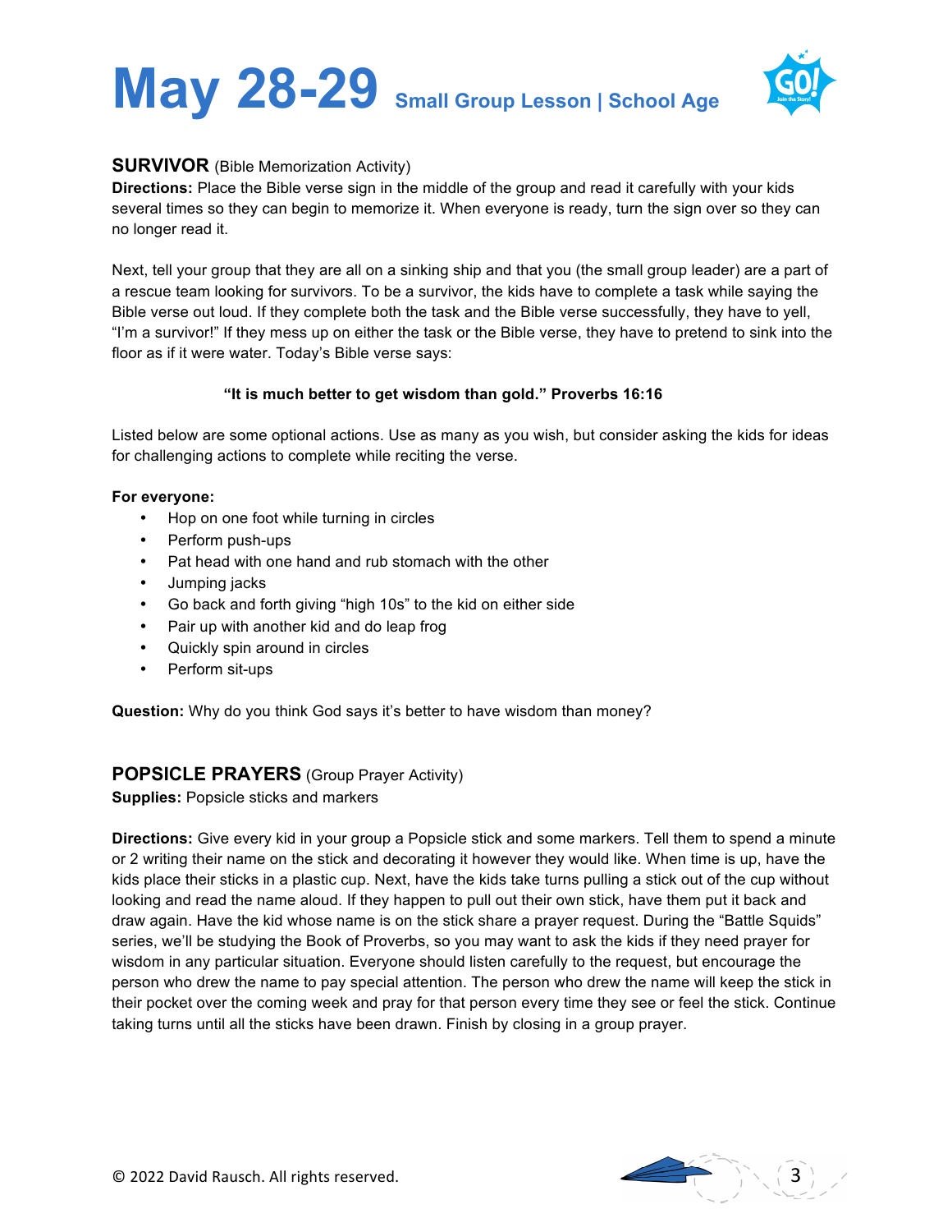# May 28-29 Small Group Lesson | School Age

## SURVIVOR (Bible Memorization Activity)

**Directions:** Place the Bible verse sign in the middle of the group and read it carefully with your kids several times so they can begin to memorize it. When everyone is ready, turn the sign over so they can no longer read it.

Next, tell your group that they are all on a sinking ship and that you (the small group leader) are a part of a rescue team looking for survivors. To be a survivor, the kids have to complete a task while saying the Bible verse out loud. If they complete both the task and the Bible verse successfully, they have to yell, "I'm a survivor!" If they mess up on either the task or the Bible verse, they have to pretend to sink into the floor as if it were water. Today's Bible verse says:

**"It is much better to get wisdom than gold." Proverbs 16:16**

Listed below are some optional actions. Use as many as you wish, but consider asking the kids for ideas for challenging actions to complete while reciting the verse.

**For everyone:**

- Hop on one foot while turning in circles
- Perform push-ups
- Pat head with one hand and rub stomach with the other
- Jumping jacks
- Go back and forth giving "high 10s" to the kid on either side
- Pair up with another kid and do leap frog
- Quickly spin around in circles
- Perform sit-ups

**Question:** Why do you think God says it's better to have wisdom than money?

## POPSICLE PRAYERS (Group Prayer Activity)

**Supplies:** Popsicle sticks and markers

**Directions:** Give every kid in your group a Popsicle stick and some markers. Tell them to spend a minute or 2 writing their name on the stick and decorating it however they would like. When time is up, have the kids place their sticks in a plastic cup. Next, have the kids take turns pulling a stick out of the cup without looking and read the name aloud. If they happen to pull out their own stick, have them put it back and draw again. Have the kid whose name is on the stick share a prayer request. During the "Battle Squids" series, we'll be studying the Book of Proverbs, so you may want to ask the kids if they need prayer for wisdom in any particular situation. Everyone should listen carefully to the request, but encourage the person who drew the name to pay special attention. The person who drew the name will keep the stick in their pocket over the coming week and pray for that person every time they see or feel the stick. Continue taking turns until all the sticks have been drawn. Finish by closing in a group prayer.

© 2022 David Rausch. All rights reserved.